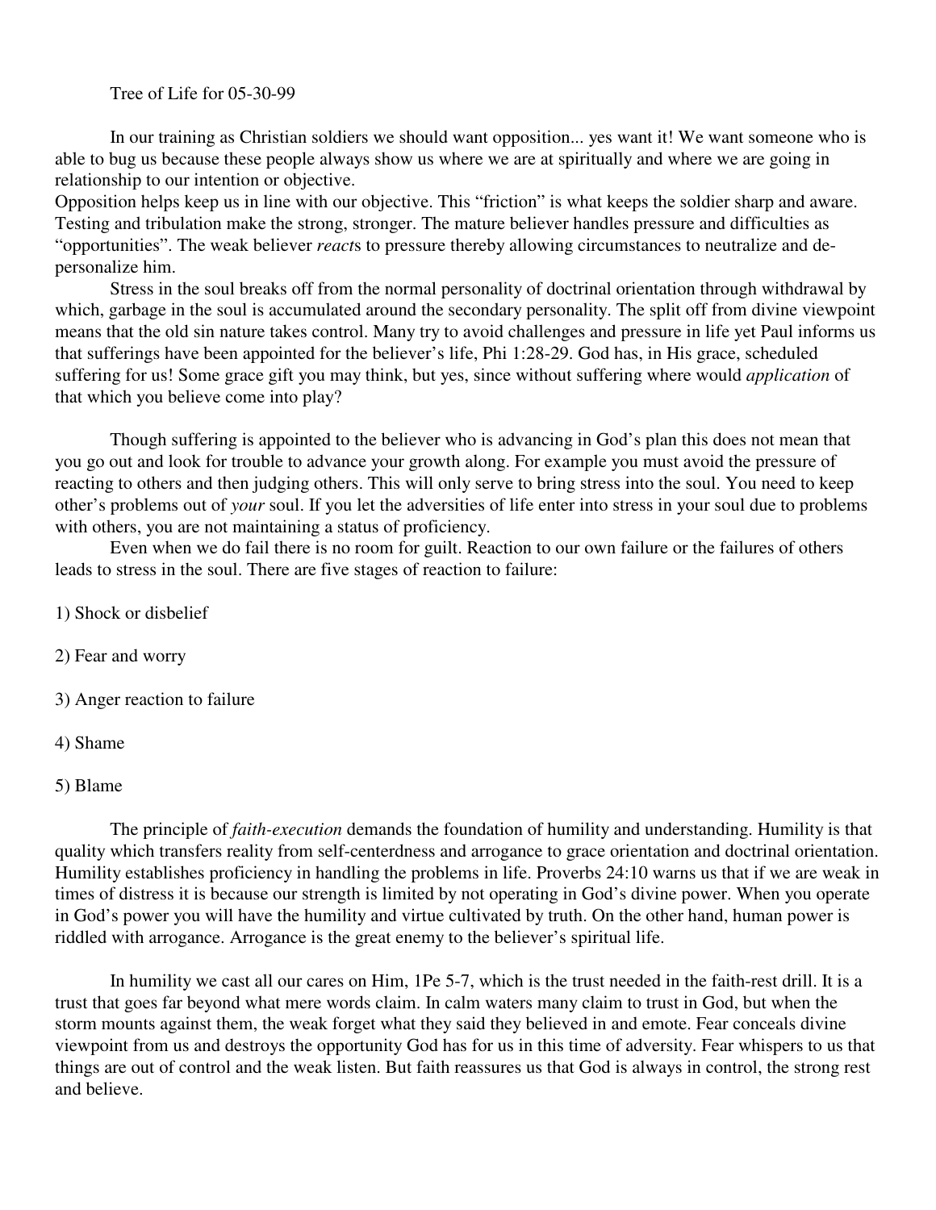Tree of Life for 05-30-99

In our training as Christian soldiers we should want opposition... yes want it! We want someone who is able to bug us because these people always show us where we are at spiritually and where we are going in relationship to our intention or objective.

Opposition helps keep us in line with our objective. This "friction" is what keeps the soldier sharp and aware. Testing and tribulation make the strong, stronger. The mature believer handles pressure and difficulties as "opportunities". The weak believer *react*s to pressure thereby allowing circumstances to neutralize and de-personalize him.

Stress in the soul breaks off from the normal personality of doctrinal orientation through withdrawal by which, garbage in the soul is accumulated around the secondary personality. The split off from divine viewpoint means that the old sin nature takes control. Many try to avoid challenges and pressure in life yet Paul informs us that sufferings have been appointed for the believer's life, Phi 1:28-29. God has, in His grace, scheduled suffering for us! Some grace gift you may think, but yes, since without suffering where would *application* of that which you believe come into play?

Though suffering is appointed to the believer who is advancing in God's plan this does not mean that you go out and look for trouble to advance your growth along. For example you must avoid the pressure of reacting to others and then judging others. This will only serve to bring stress into the soul. You need to keep other's problems out of *your* soul. If you let the adversities of life enter into stress in your soul due to problems with others, you are not maintaining a status of proficiency.

Even when we do fail there is no room for guilt. Reaction to our own failure or the failures of others leads to stress in the soul. There are five stages of reaction to failure:

1) Shock or disbelief

2) Fear and worry

3) Anger reaction to failure

4) Shame

5) Blame

The principle of *faith-execution* demands the foundation of humility and understanding. Humility is that quality which transfers reality from self-centerdness and arrogance to grace orientation and doctrinal orientation. Humility establishes proficiency in handling the problems in life. Proverbs 24:10 warns us that if we are weak in times of distress it is because our strength is limited by not operating in God's divine power. When you operate in God's power you will have the humility and virtue cultivated by truth. On the other hand, human power is riddled with arrogance. Arrogance is the great enemy to the believer's spiritual life.

In humility we cast all our cares on Him, 1Pe 5-7, which is the trust needed in the faith-rest drill. It is a trust that goes far beyond what mere words claim. In calm waters many claim to trust in God, but when the storm mounts against them, the weak forget what they said they believed in and emote. Fear conceals divine viewpoint from us and destroys the opportunity God has for us in this time of adversity. Fear whispers to us that things are out of control and the weak listen. But faith reassures us that God is always in control, the strong rest and believe.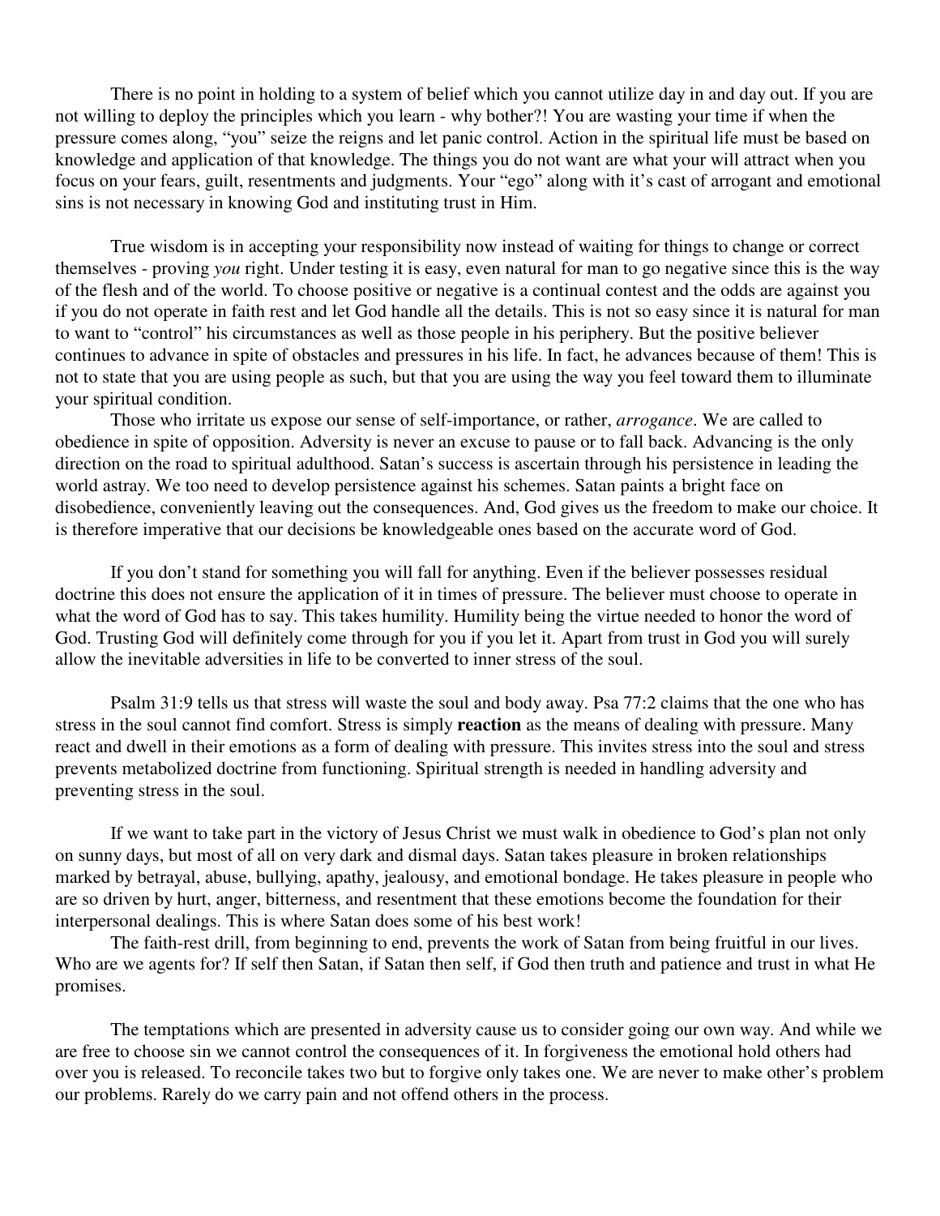There is no point in holding to a system of belief which you cannot utilize day in and day out. If you are not willing to deploy the principles which you learn - why bother?! You are wasting your time if when the pressure comes along, "you" seize the reigns and let panic control. Action in the spiritual life must be based on knowledge and application of that knowledge. The things you do not want are what your will attract when you focus on your fears, guilt, resentments and judgments. Your "ego" along with it's cast of arrogant and emotional sins is not necessary in knowing God and instituting trust in Him.

True wisdom is in accepting your responsibility now instead of waiting for things to change or correct themselves - proving *you* right. Under testing it is easy, even natural for man to go negative since this is the way of the flesh and of the world. To choose positive or negative is a continual contest and the odds are against you if you do not operate in faith rest and let God handle all the details. This is not so easy since it is natural for man to want to "control" his circumstances as well as those people in his periphery. But the positive believer continues to advance in spite of obstacles and pressures in his life. In fact, he advances because of them! This is not to state that you are using people as such, but that you are using the way you feel toward them to illuminate your spiritual condition.

Those who irritate us expose our sense of self-importance, or rather, *arrogance*. We are called to obedience in spite of opposition. Adversity is never an excuse to pause or to fall back. Advancing is the only direction on the road to spiritual adulthood. Satan's success is ascertain through his persistence in leading the world astray. We too need to develop persistence against his schemes. Satan paints a bright face on disobedience, conveniently leaving out the consequences. And, God gives us the freedom to make our choice. It is therefore imperative that our decisions be knowledgeable ones based on the accurate word of God.

If you don't stand for something you will fall for anything. Even if the believer possesses residual doctrine this does not ensure the application of it in times of pressure. The believer must choose to operate in what the word of God has to say. This takes humility. Humility being the virtue needed to honor the word of God. Trusting God will definitely come through for you if you let it. Apart from trust in God you will surely allow the inevitable adversities in life to be converted to inner stress of the soul.

Psalm 31:9 tells us that stress will waste the soul and body away. Psa 77:2 claims that the one who has stress in the soul cannot find comfort. Stress is simply **reaction** as the means of dealing with pressure. Many react and dwell in their emotions as a form of dealing with pressure. This invites stress into the soul and stress prevents metabolized doctrine from functioning. Spiritual strength is needed in handling adversity and preventing stress in the soul.

If we want to take part in the victory of Jesus Christ we must walk in obedience to God's plan not only on sunny days, but most of all on very dark and dismal days. Satan takes pleasure in broken relationships marked by betrayal, abuse, bullying, apathy, jealousy, and emotional bondage. He takes pleasure in people who are so driven by hurt, anger, bitterness, and resentment that these emotions become the foundation for their interpersonal dealings. This is where Satan does some of his best work!

The faith-rest drill, from beginning to end, prevents the work of Satan from being fruitful in our lives. Who are we agents for? If self then Satan, if Satan then self, if God then truth and patience and trust in what He promises.

The temptations which are presented in adversity cause us to consider going our own way. And while we are free to choose sin we cannot control the consequences of it. In forgiveness the emotional hold others had over you is released. To reconcile takes two but to forgive only takes one. We are never to make other's problem our problems. Rarely do we carry pain and not offend others in the process.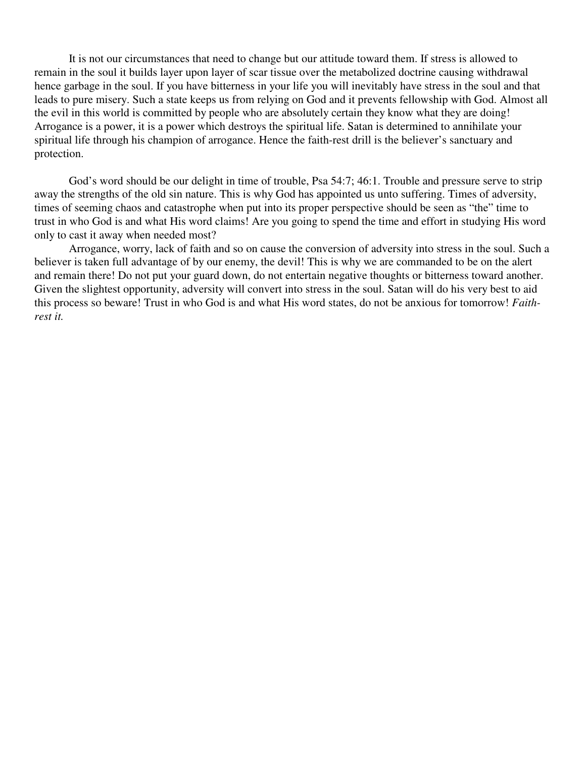It is not our circumstances that need to change but our attitude toward them. If stress is allowed to remain in the soul it builds layer upon layer of scar tissue over the metabolized doctrine causing withdrawal hence garbage in the soul. If you have bitterness in your life you will inevitably have stress in the soul and that leads to pure misery. Such a state keeps us from relying on God and it prevents fellowship with God. Almost all the evil in this world is committed by people who are absolutely certain they know what they are doing! Arrogance is a power, it is a power which destroys the spiritual life. Satan is determined to annihilate your spiritual life through his champion of arrogance. Hence the faith-rest drill is the believer's sanctuary and protection.

God's word should be our delight in time of trouble, Psa 54:7; 46:1. Trouble and pressure serve to strip away the strengths of the old sin nature. This is why God has appointed us unto suffering. Times of adversity, times of seeming chaos and catastrophe when put into its proper perspective should be seen as "the" time to trust in who God is and what His word claims! Are you going to spend the time and effort in studying His word only to cast it away when needed most?

Arrogance, worry, lack of faith and so on cause the conversion of adversity into stress in the soul. Such a believer is taken full advantage of by our enemy, the devil! This is why we are commanded to be on the alert and remain there! Do not put your guard down, do not entertain negative thoughts or bitterness toward another. Given the slightest opportunity, adversity will convert into stress in the soul. Satan will do his very best to aid this process so beware! Trust in who God is and what His word states, do not be anxious for tomorrow! *Faith-rest it.*